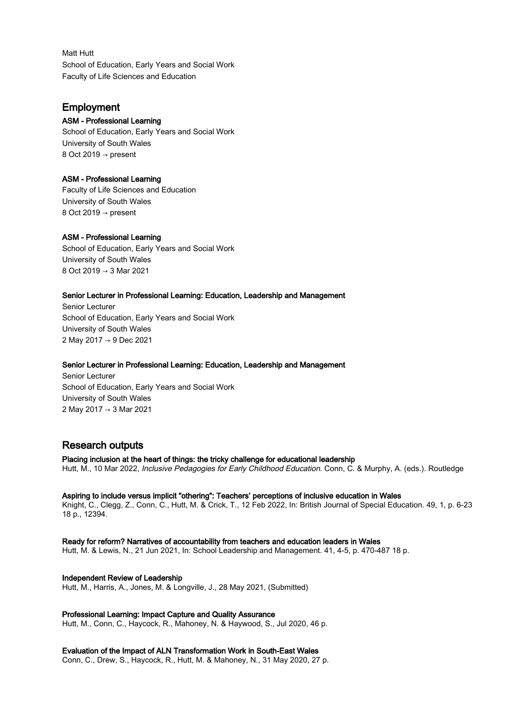Matt Hutt
School of Education, Early Years and Social Work
Faculty of Life Sciences and Education

## Employment

**ASM - Professional Learning**
School of Education, Early Years and Social Work
University of South Wales
8 Oct 2019 → present

**ASM - Professional Learning**
Faculty of Life Sciences and Education
University of South Wales
8 Oct 2019 → present

**ASM - Professional Learning**
School of Education, Early Years and Social Work
University of South Wales
8 Oct 2019 → 3 Mar 2021

**Senior Lecturer in Professional Learning: Education, Leadership and Management**
Senior Lecturer
School of Education, Early Years and Social Work
University of South Wales
2 May 2017 → 9 Dec 2021

**Senior Lecturer in Professional Learning: Education, Leadership and Management**
Senior Lecturer
School of Education, Early Years and Social Work
University of South Wales
2 May 2017 → 3 Mar 2021

## Research outputs

**Placing inclusion at the heart of things: the tricky challenge for educational leadership**
Hutt, M., 10 Mar 2022, *Inclusive Pedagogies for Early Childhood Education.* Conn, C. & Murphy, A. (eds.). Routledge

**Aspiring to include versus implicit "othering": Teachers' perceptions of inclusive education in Wales**
Knight, C., Clegg, Z., Conn, C., Hutt, M. & Crick, T., 12 Feb 2022, In: British Journal of Special Education. 49, 1, p. 6-23 18 p., 12394.

**Ready for reform? Narratives of accountability from teachers and education leaders in Wales**
Hutt, M. & Lewis, N., 21 Jun 2021, In: School Leadership and Management. 41, 4-5, p. 470-487 18 p.

**Independent Review of Leadership**
Hutt, M., Harris, A., Jones, M. & Longville, J., 28 May 2021, (Submitted)

**Professional Learning: Impact Capture and Quality Assurance**
Hutt, M., Conn, C., Haycock, R., Mahoney, N. & Haywood, S., Jul 2020, 46 p.

**Evaluation of the Impact of ALN Transformation Work in South-East Wales**
Conn, C., Drew, S., Haycock, R., Hutt, M. & Mahoney, N., 31 May 2020, 27 p.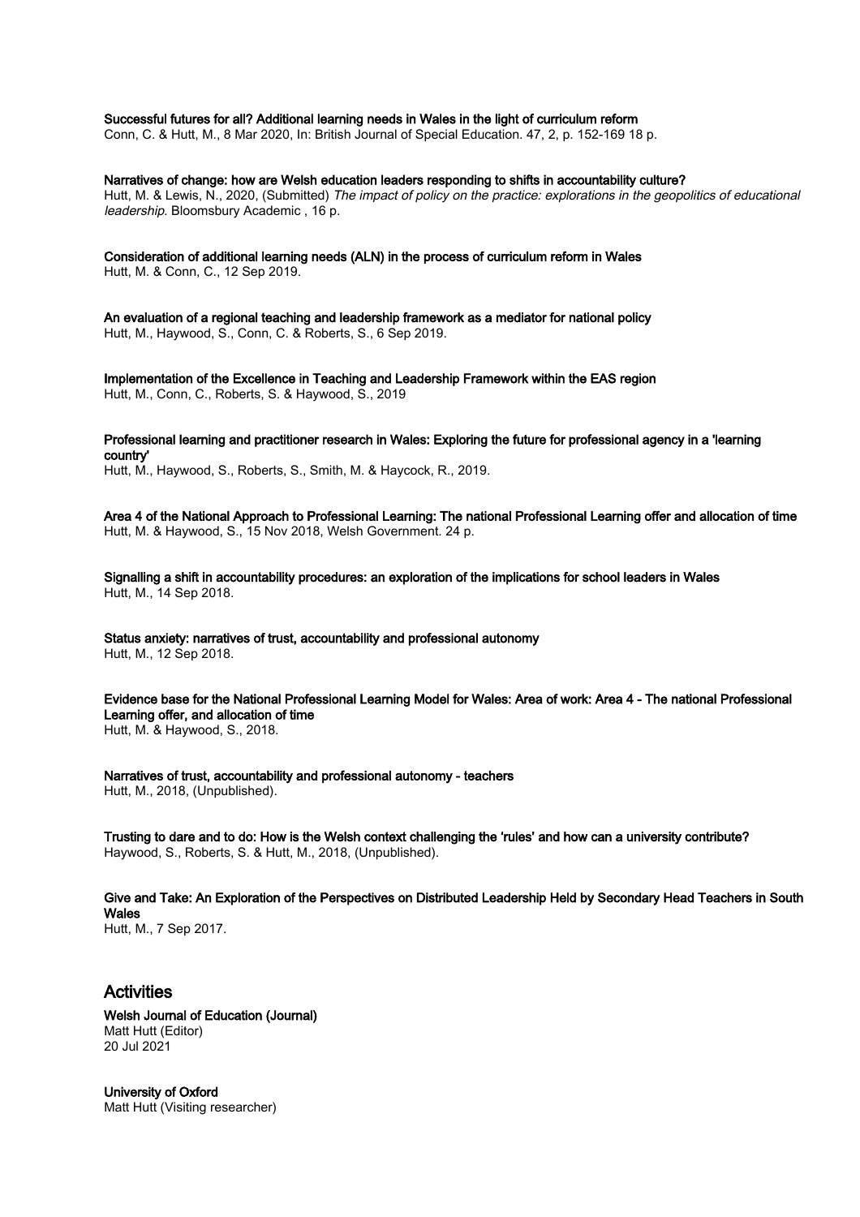**Successful futures for all? Additional learning needs in Wales in the light of curriculum reform**
Conn, C. & Hutt, M., 8 Mar 2020, In: British Journal of Special Education. 47, 2, p. 152-169 18 p.

**Narratives of change: how are Welsh education leaders responding to shifts in accountability culture?**
Hutt, M. & Lewis, N., 2020, (Submitted) *The impact of policy on the practice: explorations in the geopolitics of educational leadership.* Bloomsbury Academic , 16 p.

**Consideration of additional learning needs (ALN) in the process of curriculum reform in Wales**
Hutt, M. & Conn, C., 12 Sep 2019.

**An evaluation of a regional teaching and leadership framework as a mediator for national policy**
Hutt, M., Haywood, S., Conn, C. & Roberts, S., 6 Sep 2019.

**Implementation of the Excellence in Teaching and Leadership Framework within the EAS region**
Hutt, M., Conn, C., Roberts, S. & Haywood, S., 2019

**Professional learning and practitioner research in Wales: Exploring the future for professional agency in a 'learning country'**
Hutt, M., Haywood, S., Roberts, S., Smith, M. & Haycock, R., 2019.

**Area 4 of the National Approach to Professional Learning: The national Professional Learning offer and allocation of time**
Hutt, M. & Haywood, S., 15 Nov 2018, Welsh Government. 24 p.

**Signalling a shift in accountability procedures: an exploration of the implications for school leaders in Wales**
Hutt, M., 14 Sep 2018.

**Status anxiety: narratives of trust, accountability and professional autonomy**
Hutt, M., 12 Sep 2018.

**Evidence base for the National Professional Learning Model for Wales: Area of work: Area 4 - The national Professional Learning offer, and allocation of time**
Hutt, M. & Haywood, S., 2018.

**Narratives of trust, accountability and professional autonomy - teachers**
Hutt, M., 2018, (Unpublished).

**Trusting to dare and to do: How is the Welsh context challenging the 'rules' and how can a university contribute?**
Haywood, S., Roberts, S. & Hutt, M., 2018, (Unpublished).

**Give and Take: An Exploration of the Perspectives on Distributed Leadership Held by Secondary Head Teachers in South Wales**
Hutt, M., 7 Sep 2017.

## Activities

**Welsh Journal of Education (Journal)**
Matt Hutt (Editor)
20 Jul 2021

**University of Oxford**
Matt Hutt (Visiting researcher)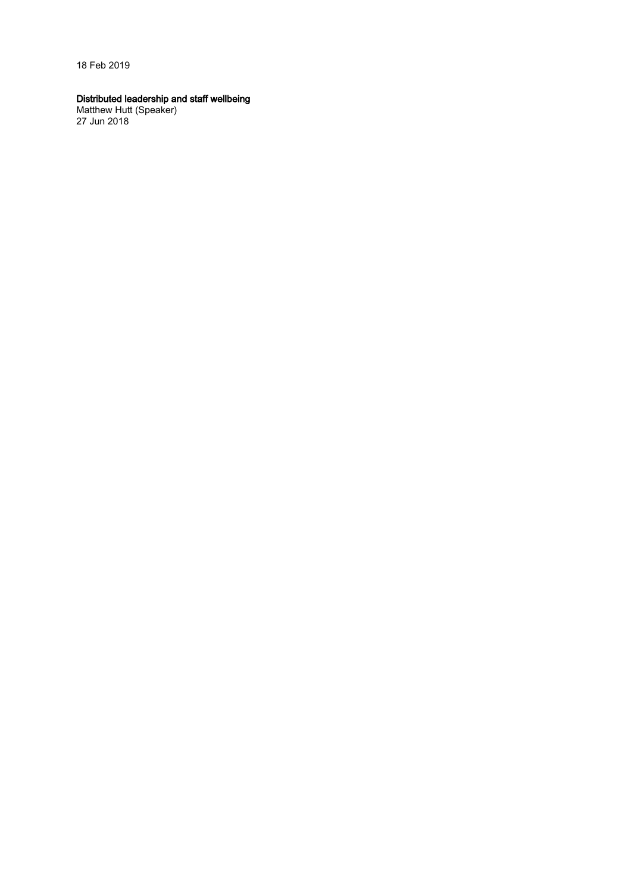18 Feb 2019

**Distributed leadership and staff wellbeing**
Matthew Hutt (Speaker)
27 Jun 2018